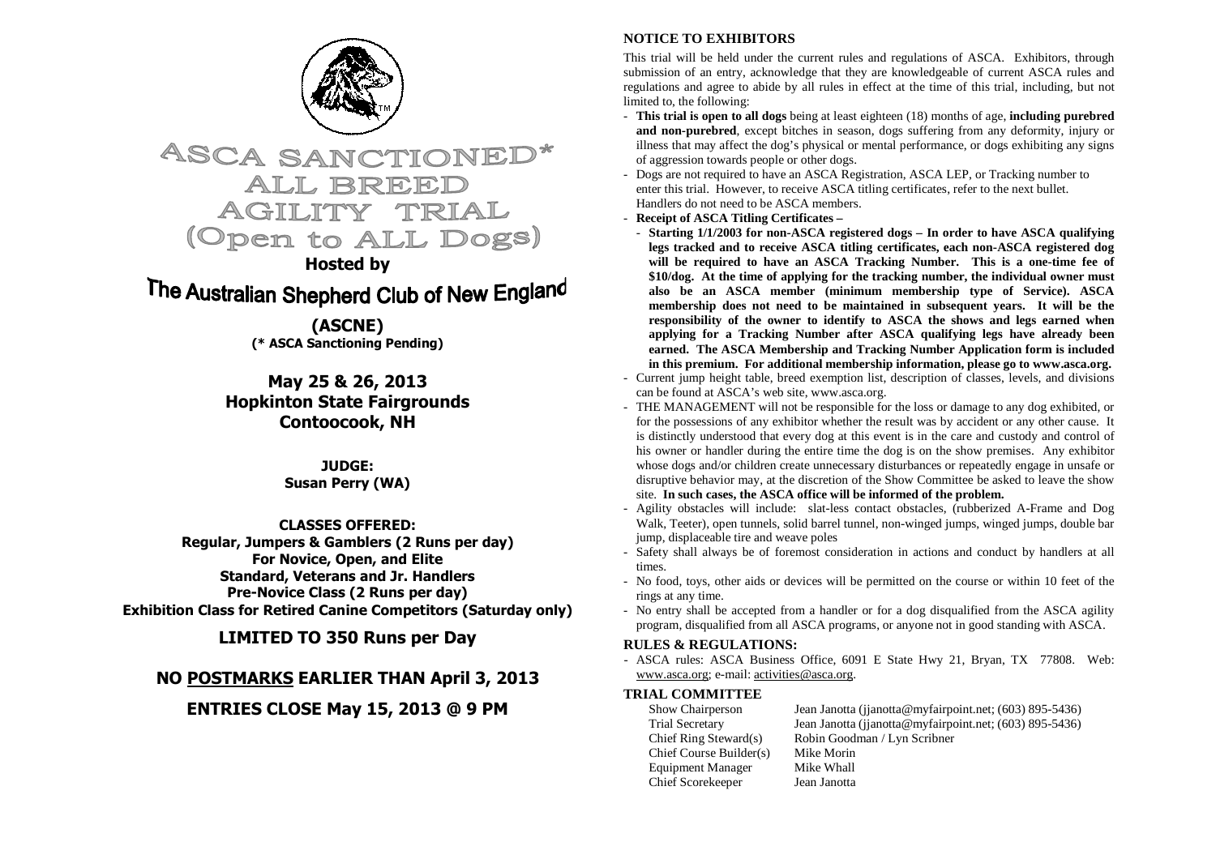# ASCA SANCTIONED* ALL BREED AGILITY TRIAL (Open to ALL Dogs)

**Hosted by**

## The Australian Shepherd Club of New England

**(ASCNE)**
**(* ASCA Sanctioning Pending)**

**May 25 & 26, 2013**
**Hopkinton State Fairgrounds**
**Contoocook, NH**

**JUDGE:**
**Susan Perry (WA)**

**CLASSES OFFERED:**
**Regular, Jumpers & Gamblers (2 Runs per day)**
**For Novice, Open, and Elite**
**Standard, Veterans and Jr. Handlers**
**Pre-Novice Class (2 Runs per day)**
**Exhibition Class for Retired Canine Competitors (Saturday only)**

**LIMITED TO 350 Runs per Day**

**NO POSTMARKS EARLIER THAN April 3, 2013**

**ENTRIES CLOSE May 15, 2013 @ 9 PM**

### NOTICE TO EXHIBITORS

This trial will be held under the current rules and regulations of ASCA. Exhibitors, through submission of an entry, acknowledge that they are knowledgeable of current ASCA rules and regulations and agree to abide by all rules in effect at the time of this trial, including, but not limited to, the following:

- **This trial is open to all dogs** being at least eighteen (18) months of age, **including purebred and non-purebred**, except bitches in season, dogs suffering from any deformity, injury or illness that may affect the dog's physical or mental performance, or dogs exhibiting any signs of aggression towards people or other dogs.
- Dogs are not required to have an ASCA Registration, ASCA LEP, or Tracking number to enter this trial. However, to receive ASCA titling certificates, refer to the next bullet. Handlers do not need to be ASCA members.
- **Receipt of ASCA Titling Certificates –**
  - **Starting 1/1/2003 for non-ASCA registered dogs – In order to have ASCA qualifying legs tracked and to receive ASCA titling certificates, each non-ASCA registered dog will be required to have an ASCA Tracking Number. This is a one-time fee of $10/dog. At the time of applying for the tracking number, the individual owner must also be an ASCA member (minimum membership type of Service). ASCA membership does not need to be maintained in subsequent years. It will be the responsibility of the owner to identify to ASCA the shows and legs earned when applying for a Tracking Number after ASCA qualifying legs have already been earned. The ASCA Membership and Tracking Number Application form is included in this premium. For additional membership information, please go to www.asca.org.**
- Current jump height table, breed exemption list, description of classes, levels, and divisions can be found at ASCA's web site, www.asca.org.
- THE MANAGEMENT will not be responsible for the loss or damage to any dog exhibited, or for the possessions of any exhibitor whether the result was by accident or any other cause. It is distinctly understood that every dog at this event is in the care and custody and control of his owner or handler during the entire time the dog is on the show premises. Any exhibitor whose dogs and/or children create unnecessary disturbances or repeatedly engage in unsafe or disruptive behavior may, at the discretion of the Show Committee be asked to leave the show site. **In such cases, the ASCA office will be informed of the problem.**
- Agility obstacles will include: slat-less contact obstacles, (rubberized A-Frame and Dog Walk, Teeter), open tunnels, solid barrel tunnel, non-winged jumps, winged jumps, double bar jump, displaceable tire and weave poles
- Safety shall always be of foremost consideration in actions and conduct by handlers at all times.
- No food, toys, other aids or devices will be permitted on the course or within 10 feet of the rings at any time.
- No entry shall be accepted from a handler or for a dog disqualified from the ASCA agility program, disqualified from all ASCA programs, or anyone not in good standing with ASCA.

### RULES & REGULATIONS:

- ASCA rules: ASCA Business Office, 6091 E State Hwy 21, Bryan, TX 77808. Web: www.asca.org; e-mail: activities@asca.org.

### TRIAL COMMITTEE

| | |
|---|---|
| Show Chairperson | Jean Janotta (jjanotta@myfairpoint.net; (603) 895-5436) |
| Trial Secretary | Jean Janotta (jjanotta@myfairpoint.net; (603) 895-5436) |
| Chief Ring Steward(s) | Robin Goodman / Lyn Scribner |
| Chief Course Builder(s) | Mike Morin |
| Equipment Manager | Mike Whall |
| Chief Scorekeeper | Jean Janotta |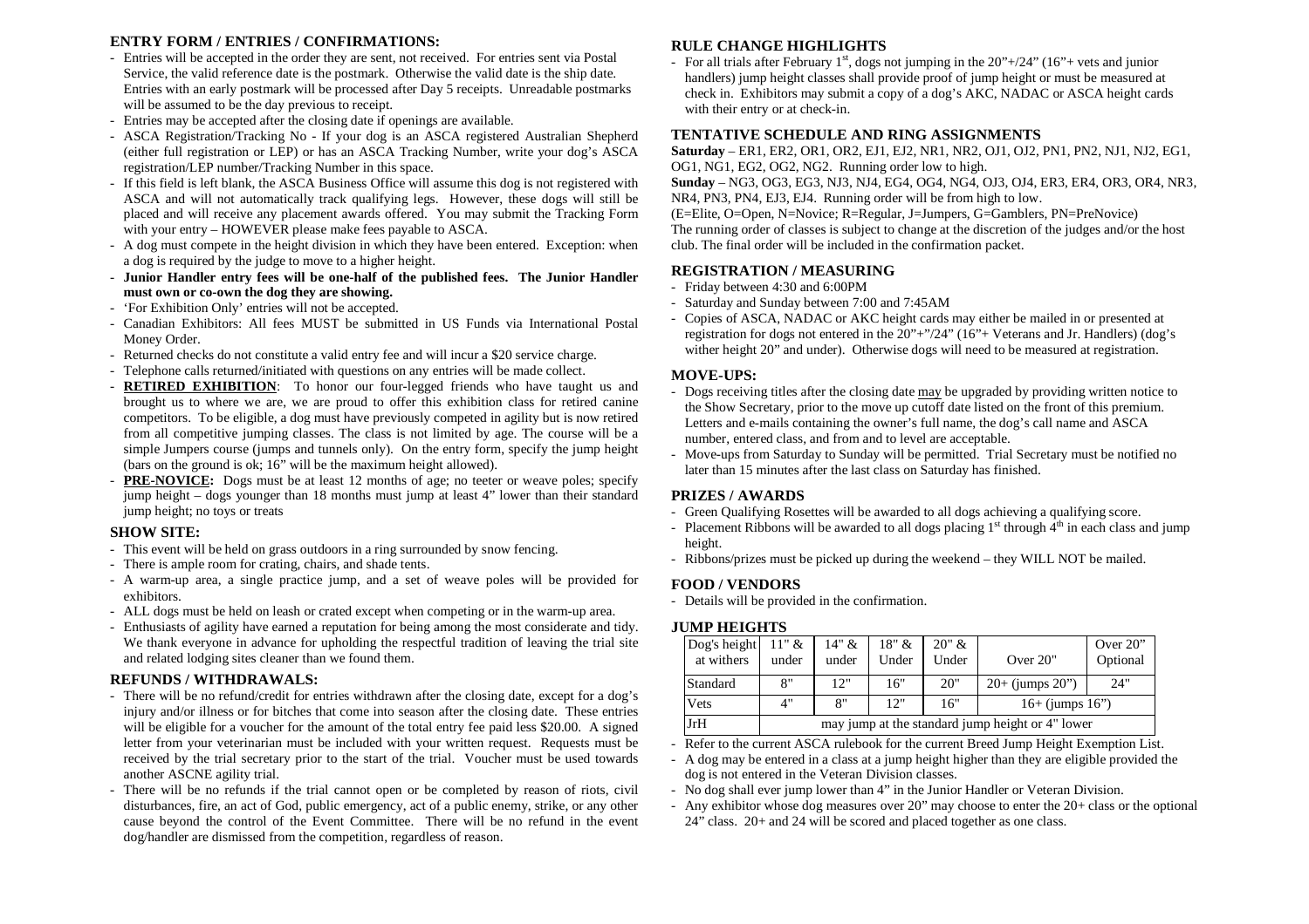### ENTRY FORM / ENTRIES / CONFIRMATIONS:

- Entries will be accepted in the order they are sent, not received. For entries sent via Postal Service, the valid reference date is the postmark. Otherwise the valid date is the ship date. Entries with an early postmark will be processed after Day 5 receipts. Unreadable postmarks will be assumed to be the day previous to receipt.
- Entries may be accepted after the closing date if openings are available.
- ASCA Registration/Tracking No - If your dog is an ASCA registered Australian Shepherd (either full registration or LEP) or has an ASCA Tracking Number, write your dog's ASCA registration/LEP number/Tracking Number in this space.
- If this field is left blank, the ASCA Business Office will assume this dog is not registered with ASCA and will not automatically track qualifying legs. However, these dogs will still be placed and will receive any placement awards offered. You may submit the Tracking Form with your entry – HOWEVER please make fees payable to ASCA.
- A dog must compete in the height division in which they have been entered. Exception: when a dog is required by the judge to move to a higher height.
- **Junior Handler entry fees will be one-half of the published fees. The Junior Handler must own or co-own the dog they are showing.**
- 'For Exhibition Only' entries will not be accepted.
- Canadian Exhibitors: All fees MUST be submitted in US Funds via International Postal Money Order.
- Returned checks do not constitute a valid entry fee and will incur a $20 service charge.
- Telephone calls returned/initiated with questions on any entries will be made collect.
- **RETIRED EXHIBITION**: To honor our four-legged friends who have taught us and brought us to where we are, we are proud to offer this exhibition class for retired canine competitors. To be eligible, a dog must have previously competed in agility but is now retired from all competitive jumping classes. The class is not limited by age. The course will be a simple Jumpers course (jumps and tunnels only). On the entry form, specify the jump height (bars on the ground is ok; 16" will be the maximum height allowed).
- **PRE-NOVICE:** Dogs must be at least 12 months of age; no teeter or weave poles; specify jump height – dogs younger than 18 months must jump at least 4" lower than their standard jump height; no toys or treats

### SHOW SITE:

- This event will be held on grass outdoors in a ring surrounded by snow fencing.
- There is ample room for crating, chairs, and shade tents.
- A warm-up area, a single practice jump, and a set of weave poles will be provided for exhibitors.
- ALL dogs must be held on leash or crated except when competing or in the warm-up area.
- Enthusiasts of agility have earned a reputation for being among the most considerate and tidy. We thank everyone in advance for upholding the respectful tradition of leaving the trial site and related lodging sites cleaner than we found them.

### REFUNDS / WITHDRAWALS:

- There will be no refund/credit for entries withdrawn after the closing date, except for a dog's injury and/or illness or for bitches that come into season after the closing date. These entries will be eligible for a voucher for the amount of the total entry fee paid less $20.00. A signed letter from your veterinarian must be included with your written request. Requests must be received by the trial secretary prior to the start of the trial. Voucher must be used towards another ASCNE agility trial.
- There will be no refunds if the trial cannot open or be completed by reason of riots, civil disturbances, fire, an act of God, public emergency, act of a public enemy, strike, or any other cause beyond the control of the Event Committee. There will be no refund in the event dog/handler are dismissed from the competition, regardless of reason.

### RULE CHANGE HIGHLIGHTS

- For all trials after February 1st, dogs not jumping in the 20"+/24" (16"+ vets and junior handlers) jump height classes shall provide proof of jump height or must be measured at check in. Exhibitors may submit a copy of a dog's AKC, NADAC or ASCA height cards with their entry or at check-in.

### TENTATIVE SCHEDULE AND RING ASSIGNMENTS

**Saturday** – ER1, ER2, OR1, OR2, EJ1, EJ2, NR1, NR2, OJ1, OJ2, PN1, PN2, NJ1, NJ2, EG1, OG1, NG1, EG2, OG2, NG2. Running order low to high.

**Sunday** – NG3, OG3, EG3, NJ3, NJ4, EG4, OG4, NG4, OJ3, OJ4, ER3, ER4, OR3, OR4, NR3, NR4, PN3, PN4, EJ3, EJ4. Running order will be from high to low.

(E=Elite, O=Open, N=Novice; R=Regular, J=Jumpers, G=Gamblers, PN=PreNovice)

The running order of classes is subject to change at the discretion of the judges and/or the host club. The final order will be included in the confirmation packet.

### REGISTRATION / MEASURING

- Friday between 4:30 and 6:00PM
- Saturday and Sunday between 7:00 and 7:45AM
- Copies of ASCA, NADAC or AKC height cards may either be mailed in or presented at registration for dogs not entered in the 20"+"/24" (16"+ Veterans and Jr. Handlers) (dog's wither height 20" and under). Otherwise dogs will need to be measured at registration.

### MOVE-UPS:

- Dogs receiving titles after the closing date may be upgraded by providing written notice to the Show Secretary, prior to the move up cutoff date listed on the front of this premium. Letters and e-mails containing the owner's full name, the dog's call name and ASCA number, entered class, and from and to level are acceptable.
- Move-ups from Saturday to Sunday will be permitted. Trial Secretary must be notified no later than 15 minutes after the last class on Saturday has finished.

### PRIZES / AWARDS

- Green Qualifying Rosettes will be awarded to all dogs achieving a qualifying score.
- Placement Ribbons will be awarded to all dogs placing 1st through 4th in each class and jump height.
- Ribbons/prizes must be picked up during the weekend – they WILL NOT be mailed.

### FOOD / VENDORS

- Details will be provided in the confirmation.

### JUMP HEIGHTS

| Dog's height at withers | 11" & under | 14" & under | 18" & Under | 20" & Under | Over 20" | Over 20" Optional |
|---|---|---|---|---|---|---|
| Standard | 8" | 12" | 16" | 20" | 20+ (jumps 20") | 24" |
| Vets | 4" | 8" | 12" | 16" | 16+ (jumps 16") | |
| JrH | may jump at the standard jump height or 4" lower | | | | | |

- Refer to the current ASCA rulebook for the current Breed Jump Height Exemption List.
- A dog may be entered in a class at a jump height higher than they are eligible provided the dog is not entered in the Veteran Division classes.
- No dog shall ever jump lower than 4" in the Junior Handler or Veteran Division.
- Any exhibitor whose dog measures over 20" may choose to enter the 20+ class or the optional 24" class. 20+ and 24 will be scored and placed together as one class.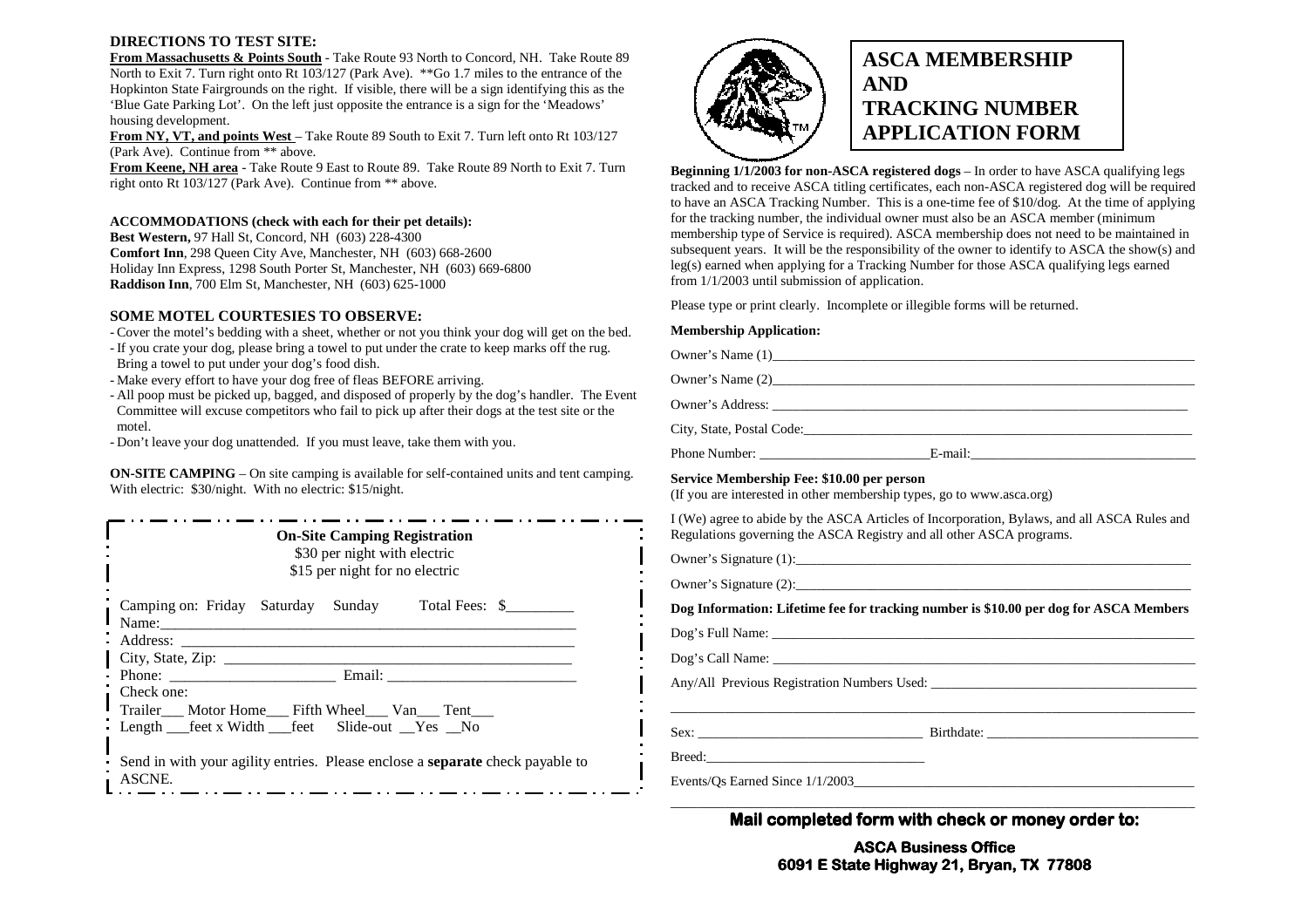**DIRECTIONS TO TEST SITE:**

**From Massachusetts & Points South** - Take Route 93 North to Concord, NH. Take Route 89 North to Exit 7. Turn right onto Rt 103/127 (Park Ave). **Go 1.7 miles to the entrance of the Hopkinton State Fairgrounds on the right. If visible, there will be a sign identifying this as the 'Blue Gate Parking Lot'. On the left just opposite the entrance is a sign for the 'Meadows' housing development.

**From NY, VT, and points West** – Take Route 89 South to Exit 7. Turn left onto Rt 103/127 (Park Ave). Continue from ** above.

**From Keene, NH area** - Take Route 9 East to Route 89. Take Route 89 North to Exit 7. Turn right onto Rt 103/127 (Park Ave). Continue from ** above.

**ACCOMMODATIONS (check with each for their pet details):**

**Best Western,** 97 Hall St, Concord, NH (603) 228-4300
**Comfort Inn**, 298 Queen City Ave, Manchester, NH (603) 668-2600
Holiday Inn Express, 1298 South Porter St, Manchester, NH (603) 669-6800
**Raddison Inn**, 700 Elm St, Manchester, NH (603) 625-1000

**SOME MOTEL COURTESIES TO OBSERVE:**

- Cover the motel's bedding with a sheet, whether or not you think your dog will get on the bed.
- If you crate your dog, please bring a towel to put under the crate to keep marks off the rug. Bring a towel to put under your dog's food dish.
- Make every effort to have your dog free of fleas BEFORE arriving.
- All poop must be picked up, bagged, and disposed of properly by the dog's handler. The Event Committee will excuse competitors who fail to pick up after their dogs at the test site or the motel.
- Don't leave your dog unattended. If you must leave, take them with you.

**ON-SITE CAMPING** – On site camping is available for self-contained units and tent camping. With electric: $30/night. With no electric: $15/night.

**On-Site Camping Registration**
$30 per night with electric
$15 per night for no electric

Camping on: Friday Saturday Sunday Total Fees: $_________
Name:_______________________________________________________
Address: _____________________________________________________
City, State, Zip: _______________________________________________
Phone: ______________________ Email: _________________________
Check one:
Trailer___ Motor Home___ Fifth Wheel___ Van___ Tent___
Length ___feet x Width ___feet Slide-out __Yes __No

Send in with your agility entries. Please enclose a **separate** check payable to ASCNE.

# ASCA MEMBERSHIP AND TRACKING NUMBER APPLICATION FORM

**Beginning 1/1/2003 for non-ASCA registered dogs** – In order to have ASCA qualifying legs tracked and to receive ASCA titling certificates, each non-ASCA registered dog will be required to have an ASCA Tracking Number. This is a one-time fee of $10/dog. At the time of applying for the tracking number, the individual owner must also be an ASCA member (minimum membership type of Service is required). ASCA membership does not need to be maintained in subsequent years. It will be the responsibility of the owner to identify to ASCA the show(s) and leg(s) earned when applying for a Tracking Number for those ASCA qualifying legs earned from 1/1/2003 until submission of application.

Please type or print clearly. Incomplete or illegible forms will be returned.

**Membership Application:**

Owner's Name (1)______________________________________________________________
Owner's Name (2)______________________________________________________________
Owner's Address: ______________________________________________________________
City, State, Postal Code:_________________________________________________________
Phone Number: _________________________E-mail:__________________________________

**Service Membership Fee: $10.00 per person**
(If you are interested in other membership types, go to www.asca.org)

I (We) agree to abide by the ASCA Articles of Incorporation, Bylaws, and all ASCA Rules and Regulations governing the ASCA Registry and all other ASCA programs.

Owner's Signature (1):___________________________________________________________
Owner's Signature (2):___________________________________________________________

**Dog Information: Lifetime fee for tracking number is $10.00 per dog for ASCA Members**

Dog's Full Name: _______________________________________________________________
Dog's Call Name: _______________________________________________________________
Any/All Previous Registration Numbers Used: _________________________________________
_____________________________________________________________________________
Sex: _______________________________ Birthdate: _____________________________
Breed:________________________________
Events/Qs Earned Since 1/1/2003_________________________________________________
_____________________________________________________________________________

**Mail completed form with check or money order to:**

**ASCA Business Office**
**6091 E State Highway 21, Bryan, TX 77808**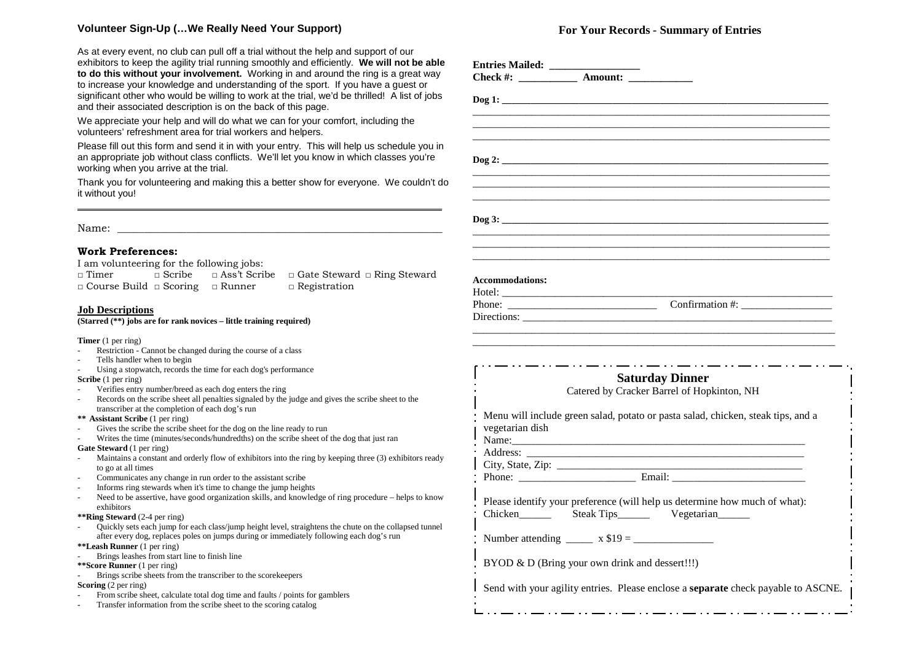## Volunteer Sign-Up (…We Really Need Your Support)

As at every event, no club can pull off a trial without the help and support of our exhibitors to keep the agility trial running smoothly and efficiently. **We will not be able to do this without your involvement.** Working in and around the ring is a great way to increase your knowledge and understanding of the sport. If you have a guest or significant other who would be willing to work at the trial, we'd be thrilled! A list of jobs and their associated description is on the back of this page.

We appreciate your help and will do what we can for your comfort, including the volunteers' refreshment area for trial workers and helpers.

Please fill out this form and send it in with your entry. This will help us schedule you in an appropriate job without class conflicts. We'll let you know in which classes you're working when you arrive at the trial.

Thank you for volunteering and making this a better show for everyone. We couldn't do it without you!

---

Name: ____________________________________________________________

### Work Preferences:

I am volunteering for the following jobs:

□ Timer □ Scribe □ Ass't Scribe □ Gate Steward □ Ring Steward
□ Course Build □ Scoring □ Runner □ Registration

### Job Descriptions

**(Starred (**) jobs are for rank novices – little training required)**

**Timer** (1 per ring)
- Restriction - Cannot be changed during the course of a class
- Tells handler when to begin
- Using a stopwatch, records the time for each dog's performance

**Scribe** (1 per ring)
- Verifies entry number/breed as each dog enters the ring
- Records on the scribe sheet all penalties signaled by the judge and gives the scribe sheet to the transcriber at the completion of each dog's run

**** Assistant Scribe** (1 per ring)
- Gives the scribe the scribe sheet for the dog on the line ready to run
- Writes the time (minutes/seconds/hundredths) on the scribe sheet of the dog that just ran

**Gate Steward** (1 per ring)
- Maintains a constant and orderly flow of exhibitors into the ring by keeping three (3) exhibitors ready to go at all times
- Communicates any change in run order to the assistant scribe
- Informs ring stewards when it's time to change the jump heights
- Need to be assertive, have good organization skills, and knowledge of ring procedure – helps to know exhibitors

****Ring Steward** (2-4 per ring)
- Quickly sets each jump for each class/jump height level, straightens the chute on the collapsed tunnel after every dog, replaces poles on jumps during or immediately following each dog's run

****Leash Runner** (1 per ring)
- Brings leashes from start line to finish line

****Score Runner** (1 per ring)
- Brings scribe sheets from the transcriber to the scorekeepers

**Scoring** (2 per ring)
- From scribe sheet, calculate total dog time and faults / points for gamblers
- Transfer information from the scribe sheet to the scoring catalog

## For Your Records - Summary of Entries

**Entries Mailed:** ________________
**Check #:** __________ **Amount:** ___________

**Dog 1:** ______________________________________________________________

**Dog 2:** ______________________________________________________________

**Dog 3:** ______________________________________________________________

**Accommodations:**
Hotel: ______________________________________________________________
Phone: ___________________________ Confirmation #: ________________
Directions: __________________________________________________________

---

### Saturday Dinner

Catered by Cracker Barrel of Hopkinton, NH

Menu will include green salad, potato or pasta salad, chicken, steak tips, and a vegetarian dish

Name:_______________________________________________________
Address: _____________________________________________________
City, State, Zip: ______________________________________________
Phone: _____________________ Email: ________________________

Please identify your preference (will help us determine how much of what):
Chicken______ Steak Tips______ Vegetarian______

Number attending _____ x $19 = ______________

BYOD & D (Bring your own drink and dessert!!!)

Send with your agility entries. Please enclose a **separate** check payable to ASCNE.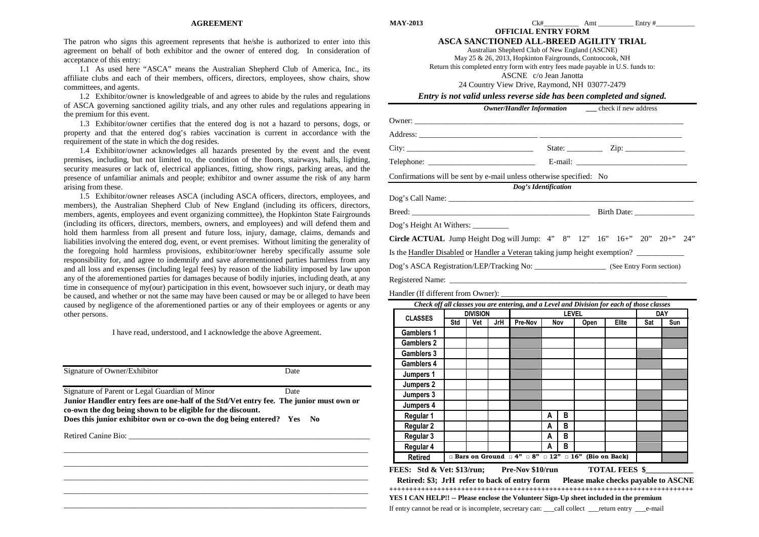## AGREEMENT

The patron who signs this agreement represents that he/she is authorized to enter into this agreement on behalf of both exhibitor and the owner of entered dog. In consideration of acceptance of this entry:

1.1 As used here "ASCA" means the Australian Shepherd Club of America, Inc., its affiliate clubs and each of their members, officers, directors, employees, show chairs, show committees, and agents.

1.2 Exhibitor/owner is knowledgeable of and agrees to abide by the rules and regulations of ASCA governing sanctioned agility trials, and any other rules and regulations appearing in the premium for this event.

1.3 Exhibitor/owner certifies that the entered dog is not a hazard to persons, dogs, or property and that the entered dog's rabies vaccination is current in accordance with the requirement of the state in which the dog resides.

1.4 Exhibitor/owner acknowledges all hazards presented by the event and the event premises, including, but not limited to, the condition of the floors, stairways, halls, lighting, security measures or lack of, electrical appliances, fitting, show rings, parking areas, and the presence of unfamiliar animals and people; exhibitor and owner assume the risk of any harm arising from these.

1.5 Exhibitor/owner releases ASCA (including ASCA officers, directors, employees, and members), the Australian Shepherd Club of New England (including its officers, directors, members, agents, employees and event organizing committee), the Hopkinton State Fairgrounds (including its officers, directors, members, owners, and employees) and will defend them and hold them harmless from all present and future loss, injury, damage, claims, demands and liabilities involving the entered dog, event, or event premises. Without limiting the generality of the foregoing hold harmless provisions, exhibitor/owner hereby specifically assume sole responsibility for, and agree to indemnify and save aforementioned parties harmless from any and all loss and expenses (including legal fees) by reason of the liability imposed by law upon any of the aforementioned parties for damages because of bodily injuries, including death, at any time in consequence of my(our) participation in this event, howsoever such injury, or death may be caused, and whether or not the same may have been caused or may be or alleged to have been caused by negligence of the aforementioned parties or any of their employees or agents or any other persons.

I have read, understood, and I acknowledge the above Agreement.

Signature of Owner/Exhibitor ________ Date ________

Signature of Parent or Legal Guardian of Minor ________ Date ________

**Junior Handler entry fees are one-half of the Std/Vet entry fee. The junior must own or co-own the dog being shown to be eligible for the discount.**

**Does this junior exhibitor own or co-own the dog being entered? Yes No**

Retired Canine Bio: ____________________________________________

____________________________________________

____________________________________________

____________________________________________

____________________________________________

**MAY-2013** Ck#__________ Amt __________ Entry #__________

## OFFICIAL ENTRY FORM

## ASCA SANCTIONED ALL-BREED AGILITY TRIAL

Australian Shepherd Club of New England (ASCNE)
May 25 & 26, 2013, Hopkinton Fairgrounds, Contoocook, NH
Return this completed entry form with entry fees made payable in U.S. funds to:
ASCNE c/o Jean Janotta
24 Country View Drive, Raymond, NH 03077-2479

***Entry is not valid unless reverse side has been completed and signed.***

***Owner/Handler Information*** ___ check if new address

Owner: ____________________________________________

Address: ____________________________________________

City: ______________________ State: ________ Zip: ______________

Telephone: ______________________ E-mail: ______________________

Confirmations will be sent by e-mail unless otherwise specified: No

***Dog's Identification***

Dog's Call Name: ____________________________________________

Breed: ______________________________ Birth Date: ______________

Dog's Height At Withers: _________

**Circle ACTUAL** Jump Height Dog will Jump: 4" 8" 12" 16" 16+" 20" 20+" 24"

Is the Handler Disabled or Handler a Veteran taking jump height exemption? ____________

Dog's ASCA Registration/LEP/Tracking No: __________________ (See Entry Form section)

Registered Name: ____________________________________________

Handler (If different from Owner): ____________________________________________

***Check off all classes you are entering, and a Level and Division for each of those classes***

| CLASSES | DIVISION | | | LEVEL | | | | | DAY | |
|---|---|---|---|---|---|---|---|---|---|---|
| | Std | Vet | JrH | Pre-Nov | Nov | | Open | Elite | Sat | Sun |
| Gamblers 1 | | | | | | | | | | |
| Gamblers 2 | | | | | | | | | | |
| Gamblers 3 | | | | | | | | | | |
| Gamblers 4 | | | | | | | | | | |
| Jumpers 1 | | | | | | | | | | |
| Jumpers 2 | | | | | | | | | | |
| Jumpers 3 | | | | | | | | | | |
| Jumpers 4 | | | | | | | | | | |
| Regular 1 | | | | | A | B | | | | |
| Regular 2 | | | | | A | B | | | | |
| Regular 3 | | | | | A | B | | | | |
| Regular 4 | | | | | A | B | | | | |
| Retired | □ Bars on Ground □ 4" □ 8" □ 12" □ 16" (Bio on Back) | | | | | | | | | |

**FEES: Std & Vet: $13/run; Pre-Nov $10/run TOTAL FEES $__________**

**Retired: $3; JrH refer to back of entry form Please make checks payable to ASCNE**

++++++++++++++++++++++++++++++++++++++++++++++++++++++++++++++++++++++++++++

**YES I CAN HELP!! -- Please enclose the Volunteer Sign-Up sheet included in the premium**

If entry cannot be read or is incomplete, secretary can: ___call collect ___return entry ___e-mail